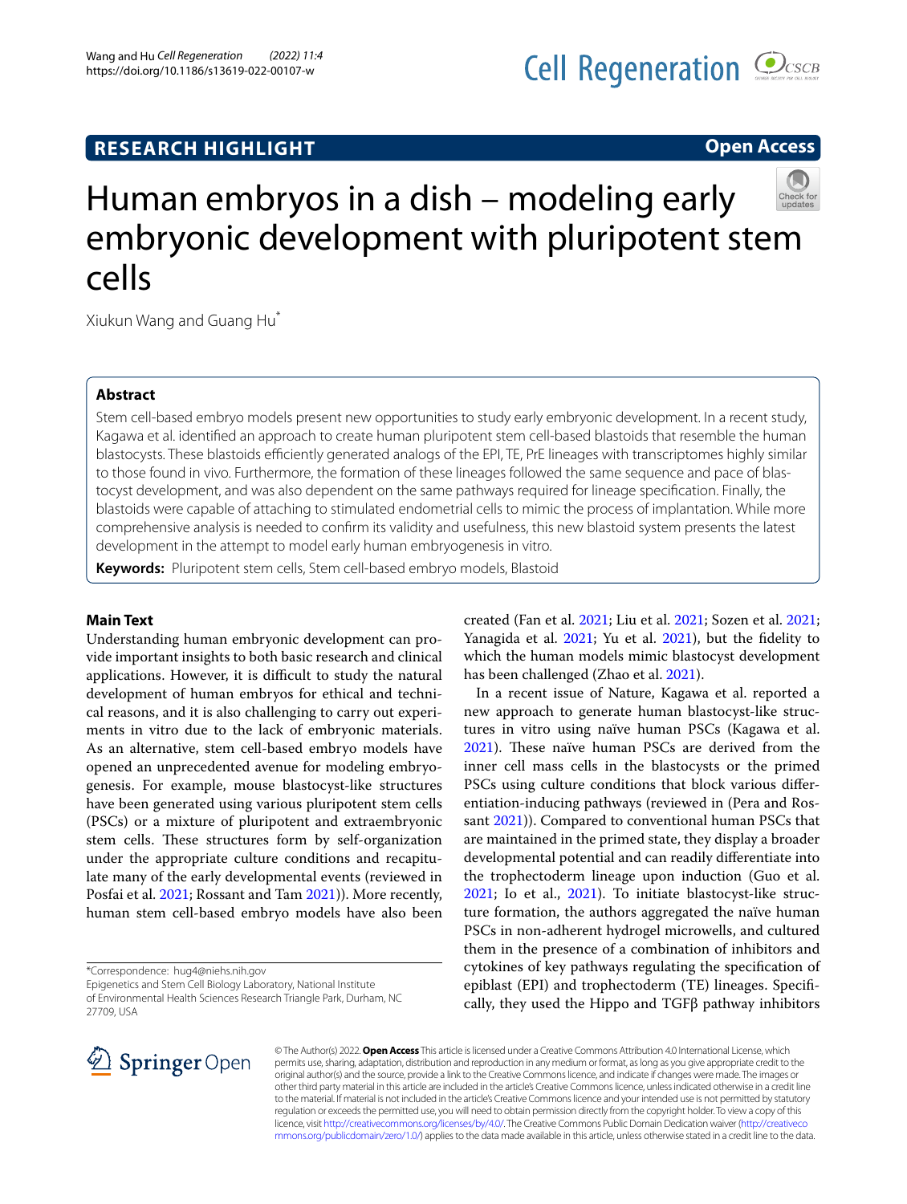**RESEARCH HIGHLIGHT**

**Open Access**

# Human embryos in a dish – modeling early embryonic development with pluripotent stem cells

Xiukun Wang and Guang Hu*

## Abstract

Stem cell-based embryo models present new opportunities to study early embryonic development. In a recent study, Kagawa et al. identified an approach to create human pluripotent stem cell-based blastoids that resemble the human blastocysts. These blastoids efficiently generated analogs of the EPI, TE, PrE lineages with transcriptomes highly similar to those found in vivo. Furthermore, the formation of these lineages followed the same sequence and pace of blastocyst development, and was also dependent on the same pathways required for lineage specification. Finally, the blastoids were capable of attaching to stimulated endometrial cells to mimic the process of implantation. While more comprehensive analysis is needed to confirm its validity and usefulness, this new blastoid system presents the latest development in the attempt to model early human embryogenesis in vitro.

**Keywords:** Pluripotent stem cells, Stem cell-based embryo models, Blastoid

## Main Text

Understanding human embryonic development can provide important insights to both basic research and clinical applications. However, it is difficult to study the natural development of human embryos for ethical and technical reasons, and it is also challenging to carry out experiments in vitro due to the lack of embryonic materials. As an alternative, stem cell-based embryo models have opened an unprecedented avenue for modeling embryogenesis. For example, mouse blastocyst-like structures have been generated using various pluripotent stem cells (PSCs) or a mixture of pluripotent and extraembryonic stem cells. These structures form by self-organization under the appropriate culture conditions and recapitulate many of the early developmental events (reviewed in Posfai et al. 2021; Rossant and Tam 2021)). More recently, human stem cell-based embryo models have also been created (Fan et al. 2021; Liu et al. 2021; Sozen et al. 2021; Yanagida et al. 2021; Yu et al. 2021), but the fidelity to which the human models mimic blastocyst development has been challenged (Zhao et al. 2021).

In a recent issue of Nature, Kagawa et al. reported a new approach to generate human blastocyst-like structures in vitro using naïve human PSCs (Kagawa et al. 2021). These naïve human PSCs are derived from the inner cell mass cells in the blastocysts or the primed PSCs using culture conditions that block various differentiation-inducing pathways (reviewed in (Pera and Rossant 2021)). Compared to conventional human PSCs that are maintained in the primed state, they display a broader developmental potential and can readily differentiate into the trophectoderm lineage upon induction (Guo et al. 2021; Io et al., 2021). To initiate blastocyst-like structure formation, the authors aggregated the naïve human PSCs in non-adherent hydrogel microwells, and cultured them in the presence of a combination of inhibitors and cytokines of key pathways regulating the specification of epiblast (EPI) and trophectoderm (TE) lineages. Specifically, they used the Hippo and TGFβ pathway inhibitors

*Correspondence: hug4@niehs.nih.gov
Epigenetics and Stem Cell Biology Laboratory, National Institute of Environmental Health Sciences Research Triangle Park, Durham, NC 27709, USA

© The Author(s) 2022. **Open Access** This article is licensed under a Creative Commons Attribution 4.0 International License, which permits use, sharing, adaptation, distribution and reproduction in any medium or format, as long as you give appropriate credit to the original author(s) and the source, provide a link to the Creative Commons licence, and indicate if changes were made. The images or other third party material in this article are included in the article's Creative Commons licence, unless indicated otherwise in a credit line to the material. If material is not included in the article's Creative Commons licence and your intended use is not permitted by statutory regulation or exceeds the permitted use, you will need to obtain permission directly from the copyright holder. To view a copy of this licence, visit http://creativecommons.org/licenses/by/4.0/. The Creative Commons Public Domain Dedication waiver (http://creativecommons.org/publicdomain/zero/1.0/) applies to the data made available in this article, unless otherwise stated in a credit line to the data.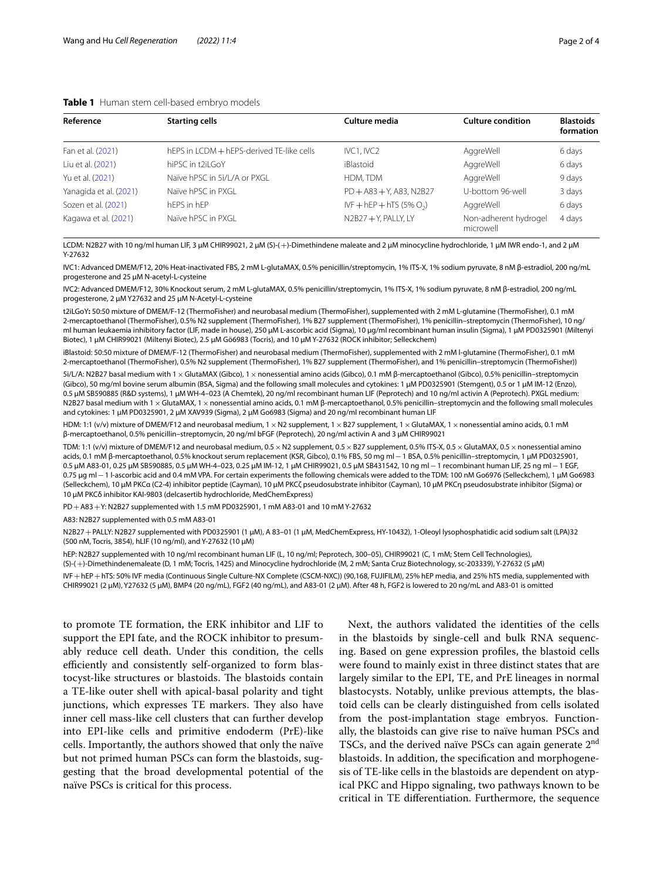**Table 1** Human stem cell-based embryo models

| Reference | Starting cells | Culture media | Culture condition | Blastoids formation |
|---|---|---|---|---|
| Fan et al. (2021) | hEPS in LCDM + hEPS-derived TE-like cells | IVC1, IVC2 | AggreWell | 6 days |
| Liu et al. (2021) | hiPSC in t2iLGoY | iBlastoid | AggreWell | 6 days |
| Yu et al. (2021) | Naïve hPSC in 5i/L/A or PXGL | HDM, TDM | AggreWell | 9 days |
| Yanagida et al. (2021) | Naïve hPSC in PXGL | PD + A83 + Y, A83, N2B27 | U-bottom 96-well | 3 days |
| Sozen et al. (2021) | hEPS in hEP | IVF + hEP + hTS (5% $O_2$) | AggreWell | 6 days |
| Kagawa et al. (2021) | Naïve hPSC in PXGL | N2B27 + Y, PALLY, LY | Non-adherent hydrogel microwell | 4 days |

LCDM: N2B27 with 10 ng/ml human LIF, 3 μM CHIR99021, 2 μM (S)-(+)-Dimethindene maleate and 2 μM minocycline hydrochloride, 1 μM IWR endo-1, and 2 μM Y-27632

IVC1: Advanced DMEM/F12, 20% Heat-inactivated FBS, 2 mM L-glutaMAX, 0.5% penicillin/streptomycin, 1% ITS-X, 1% sodium pyruvate, 8 nM β-estradiol, 200 ng/mL progesterone and 25 μM N-acetyl-L-cysteine

IVC2: Advanced DMEM/F12, 30% Knockout serum, 2 mM L-glutaMAX, 0.5% penicillin/streptomycin, 1% ITS-X, 1% sodium pyruvate, 8 nM β-estradiol, 200 ng/mL progesterone, 2 μM Y27632 and 25 μM N-Acetyl-L-cysteine

t2iLGoY**:** 50:50 mixture of DMEM/F-12 (ThermoFisher) and neurobasal medium (ThermoFisher), supplemented with 2 mM L-glutamine (ThermoFisher), 0.1 mM 2-mercaptoethanol (ThermoFisher), 0.5% N2 supplement (ThermoFisher), 1% B27 supplement (ThermoFisher), 1% penicillin–streptomycin (ThermoFisher), 10 ng/ml human leukaemia inhibitory factor (LIF, made in house), 250 μM L-ascorbic acid (Sigma), 10 μg/ml recombinant human insulin (Sigma), 1 μM PD0325901 (Miltenyi Biotec), 1 μM CHIR99021 (Miltenyi Biotec), 2.5 μM Gö6983 (Tocris), and 10 μM Y-27632 (ROCK inhibitor; Selleckchem)

iBlastoid: 50:50 mixture of DMEM/F-12 (ThermoFisher) and neurobasal medium (ThermoFisher), supplemented with 2 mM l-glutamine (ThermoFisher), 0.1 mM 2-mercaptoethanol (ThermoFisher), 0.5% N2 supplement (ThermoFisher), 1% B27 supplement (ThermoFisher), and 1% penicillin–streptomycin (ThermoFisher))

5i/L/A: N2B27 basal medium with 1 × GlutaMAX (Gibco), 1 × nonessential amino acids (Gibco), 0.1 mM β-mercaptoethanol (Gibco), 0.5% penicillin–streptomycin (Gibco), 50 mg/ml bovine serum albumin (BSA, Sigma) and the following small molecules and cytokines: 1 μM PD0325901 (Stemgent), 0.5 or 1 μM IM-12 (Enzo), 0.5 μM SB590885 (R&D systems), 1 μM WH-4–023 (A Chemtek), 20 ng/ml recombinant human LIF (Peprotech) and 10 ng/ml activin A (Peprotech). PXGL medium: N2B27 basal medium with 1 × GlutaMAX, 1 × nonessential amino acids, 0.1 mM β-mercaptoethanol, 0.5% penicillin–streptomycin and the following small molecules and cytokines: 1 μM PD0325901, 2 μM XAV939 (Sigma), 2 μM Go6983 (Sigma) and 20 ng/ml recombinant human LIF

HDM: 1:1 (v/v) mixture of DMEM/F12 and neurobasal medium, 1 × N2 supplement, 1 × B27 supplement, 1 × GlutaMAX, 1 × nonessential amino acids, 0.1 mM β-mercaptoethanol, 0.5% penicillin–streptomycin, 20 ng/ml bFGF (Peprotech), 20 ng/ml activin A and 3 μM CHIR99021

TDM: 1:1 (v/v) mixture of DMEM/F12 and neurobasal medium, 0.5 × N2 supplement, 0.5 × B27 supplement, 0.5% ITS-X, 0.5 × GlutaMAX, 0.5 × nonessential amino acids, 0.1 mM β-mercaptoethanol, 0.5% knockout serum replacement (KSR, Gibco), 0.1% FBS, 50 mg ml − 1 BSA, 0.5% penicillin–streptomycin, 1 μM PD0325901, 0.5 μM A83-01, 0.25 μM SB590885, 0.5 μM WH-4–023, 0.25 μM IM-12, 1 μM CHIR99021, 0.5 μM SB431542, 10 ng ml − 1 recombinant human LIF, 25 ng ml − 1 EGF, 0.75 μg ml − 1 l-ascorbic acid and 0.4 mM VPA. For certain experiments the following chemicals were added to the TDM: 100 nM Go6976 (Selleckchem), 1 μM Go6983 (Selleckchem), 10 μM PKCα (C2-4) inhibitor peptide (Cayman), 10 μM PKCζ pseudosubstrate inhibitor (Cayman), 10 μM PKCη pseudosubstrate inhibitor (Sigma) or 10 μM PKCδ inhibitor KAI-9803 (delcasertib hydrochloride, MedChemExpress)

PD + A83 + Y: N2B27 supplemented with 1.5 mM PD0325901, 1 mM A83-01 and 10 mM Y-27632

A83: N2B27 supplemented with 0.5 mM A83-01

N2B27 + PALLY: N2B27 supplemented with PD0325901 (1 μM), A 83–01 (1 μM, MedChemExpress, HY-10432), 1-Oleoyl lysophosphatidic acid sodium salt (LPA)32 (500 nM, Tocris, 3854), hLIF (10 ng/ml), and Y-27632 (10 μM)

hEP: N2B27 supplemented with 10 ng/ml recombinant human LIF (L, 10 ng/ml; Peprotech, 300–05), CHIR99021 (C, 1 mM; Stem Cell Technologies), (S)-(+)-Dimethindenemaleate (D, 1 mM; Tocris, 1425) and Minocycline hydrochloride (M, 2 mM; Santa Cruz Biotechnology, sc-203339), Y-27632 (5 μM)

IVF + hEP + hTS: 50% IVF media (Continuous Single Culture-NX Complete (CSCM-NXC)) (90,168, FUJIFILM), 25% hEP media, and 25% hTS media, supplemented with CHIR99021 (2 μM), Y27632 (5 μM), BMP4 (20 ng/mL), FGF2 (40 ng/mL), and A83-01 (2 μM). After 48 h, FGF2 is lowered to 20 ng/mL and A83-01 is omitted

to promote TE formation, the ERK inhibitor and LIF to support the EPI fate, and the ROCK inhibitor to presumably reduce cell death. Under this condition, the cells efficiently and consistently self-organized to form blastocyst-like structures or blastoids. The blastoids contain a TE-like outer shell with apical-basal polarity and tight junctions, which expresses TE markers. They also have inner cell mass-like cell clusters that can further develop into EPI-like cells and primitive endoderm (PrE)-like cells. Importantly, the authors showed that only the naïve but not primed human PSCs can form the blastoids, suggesting that the broad developmental potential of the naïve PSCs is critical for this process.

Next, the authors validated the identities of the cells in the blastoids by single-cell and bulk RNA sequencing. Based on gene expression profiles, the blastoid cells were found to mainly exist in three distinct states that are largely similar to the EPI, TE, and PrE lineages in normal blastocysts. Notably, unlike previous attempts, the blastoid cells can be clearly distinguished from cells isolated from the post-implantation stage embryos. Functionally, the blastoids can give rise to naïve human PSCs and TSCs, and the derived naïve PSCs can again generate 2nd blastoids. In addition, the specification and morphogenesis of TE-like cells in the blastoids are dependent on atypical PKC and Hippo signaling, two pathways known to be critical in TE differentiation. Furthermore, the sequence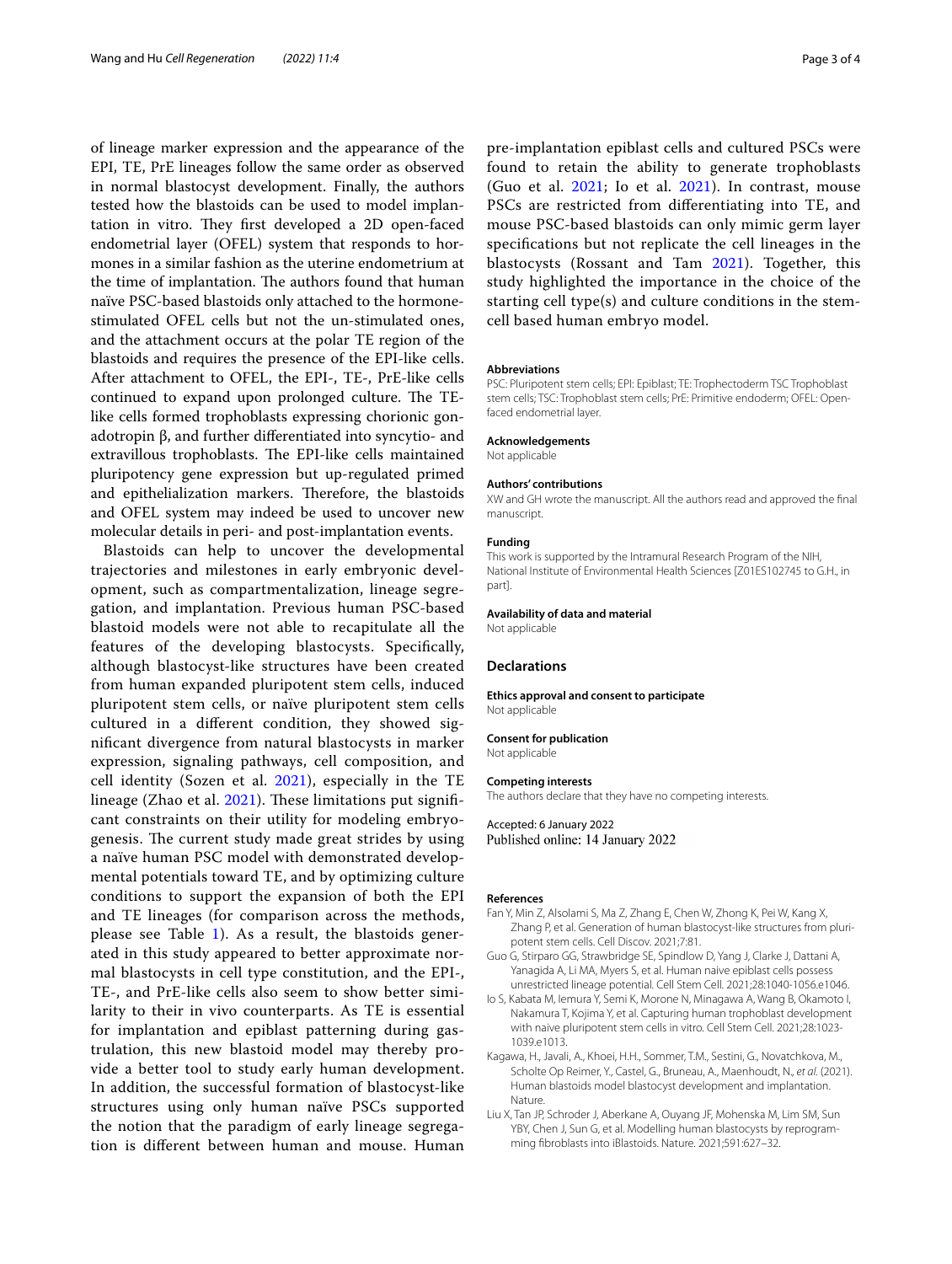of lineage marker expression and the appearance of the EPI, TE, PrE lineages follow the same order as observed in normal blastocyst development. Finally, the authors tested how the blastoids can be used to model implantation in vitro. They first developed a 2D open-faced endometrial layer (OFEL) system that responds to hormones in a similar fashion as the uterine endometrium at the time of implantation. The authors found that human naïve PSC-based blastoids only attached to the hormone-stimulated OFEL cells but not the un-stimulated ones, and the attachment occurs at the polar TE region of the blastoids and requires the presence of the EPI-like cells. After attachment to OFEL, the EPI-, TE-, PrE-like cells continued to expand upon prolonged culture. The TE-like cells formed trophoblasts expressing chorionic gonadotropin β, and further differentiated into syncytio- and extravillous trophoblasts. The EPI-like cells maintained pluripotency gene expression but up-regulated primed and epithelialization markers. Therefore, the blastoids and OFEL system may indeed be used to uncover new molecular details in peri- and post-implantation events.

Blastoids can help to uncover the developmental trajectories and milestones in early embryonic development, such as compartmentalization, lineage segregation, and implantation. Previous human PSC-based blastoid models were not able to recapitulate all the features of the developing blastocysts. Specifically, although blastocyst-like structures have been created from human expanded pluripotent stem cells, induced pluripotent stem cells, or naïve pluripotent stem cells cultured in a different condition, they showed significant divergence from natural blastocysts in marker expression, signaling pathways, cell composition, and cell identity (Sozen et al. 2021), especially in the TE lineage (Zhao et al. 2021). These limitations put significant constraints on their utility for modeling embryogenesis. The current study made great strides by using a naïve human PSC model with demonstrated developmental potentials toward TE, and by optimizing culture conditions to support the expansion of both the EPI and TE lineages (for comparison across the methods, please see Table 1). As a result, the blastoids generated in this study appeared to better approximate normal blastocysts in cell type constitution, and the EPI-, TE-, and PrE-like cells also seem to show better similarity to their in vivo counterparts. As TE is essential for implantation and epiblast patterning during gastrulation, this new blastoid model may thereby provide a better tool to study early human development. In addition, the successful formation of blastocyst-like structures using only human naïve PSCs supported the notion that the paradigm of early lineage segregation is different between human and mouse. Human pre-implantation epiblast cells and cultured PSCs were found to retain the ability to generate trophoblasts (Guo et al. 2021; Io et al. 2021). In contrast, mouse PSCs are restricted from differentiating into TE, and mouse PSC-based blastoids can only mimic germ layer specifications but not replicate the cell lineages in the blastocysts (Rossant and Tam 2021). Together, this study highlighted the importance in the choice of the starting cell type(s) and culture conditions in the stem-cell based human embryo model.

#### Abbreviations

PSC: Pluripotent stem cells; EPI: Epiblast; TE: Trophectoderm TSC Trophoblast stem cells; TSC: Trophoblast stem cells; PrE: Primitive endoderm; OFEL: Open-faced endometrial layer.

#### Acknowledgements

Not applicable

#### Authors' contributions

XW and GH wrote the manuscript. All the authors read and approved the final manuscript.

#### Funding

This work is supported by the Intramural Research Program of the NIH, National Institute of Environmental Health Sciences [Z01ES102745 to G.H., in part].

#### Availability of data and material

Not applicable

### Declarations

#### Ethics approval and consent to participate

Not applicable

#### Consent for publication

Not applicable

#### Competing interests

The authors declare that they have no competing interests.

Accepted: 6 January 2022
Published online: 14 January 2022

#### References

Fan Y, Min Z, Alsolami S, Ma Z, Zhang E, Chen W, Zhong K, Pei W, Kang X, Zhang P, et al. Generation of human blastocyst-like structures from pluripotent stem cells. Cell Discov. 2021;7:81.

Guo G, Stirparo GG, Strawbridge SE, Spindlow D, Yang J, Clarke J, Dattani A, Yanagida A, Li MA, Myers S, et al. Human naive epiblast cells possess unrestricted lineage potential. Cell Stem Cell. 2021;28:1040-1056.e1046.

Io S, Kabata M, Iemura Y, Semi K, Morone N, Minagawa A, Wang B, Okamoto I, Nakamura T, Kojima Y, et al. Capturing human trophoblast development with naive pluripotent stem cells in vitro. Cell Stem Cell. 2021;28:1023-1039.e1013.

Kagawa, H., Javali, A., Khoei, H.H., Sommer, T.M., Sestini, G., Novatchkova, M., Scholte Op Reimer, Y., Castel, G., Bruneau, A., Maenhoudt, N., *et al.* (2021). Human blastoids model blastocyst development and implantation. Nature.

Liu X, Tan JP, Schroder J, Aberkane A, Ouyang JF, Mohenska M, Lim SM, Sun YBY, Chen J, Sun G, et al. Modelling human blastocysts by reprogramming fibroblasts into iBlastoids. Nature. 2021;591:627–32.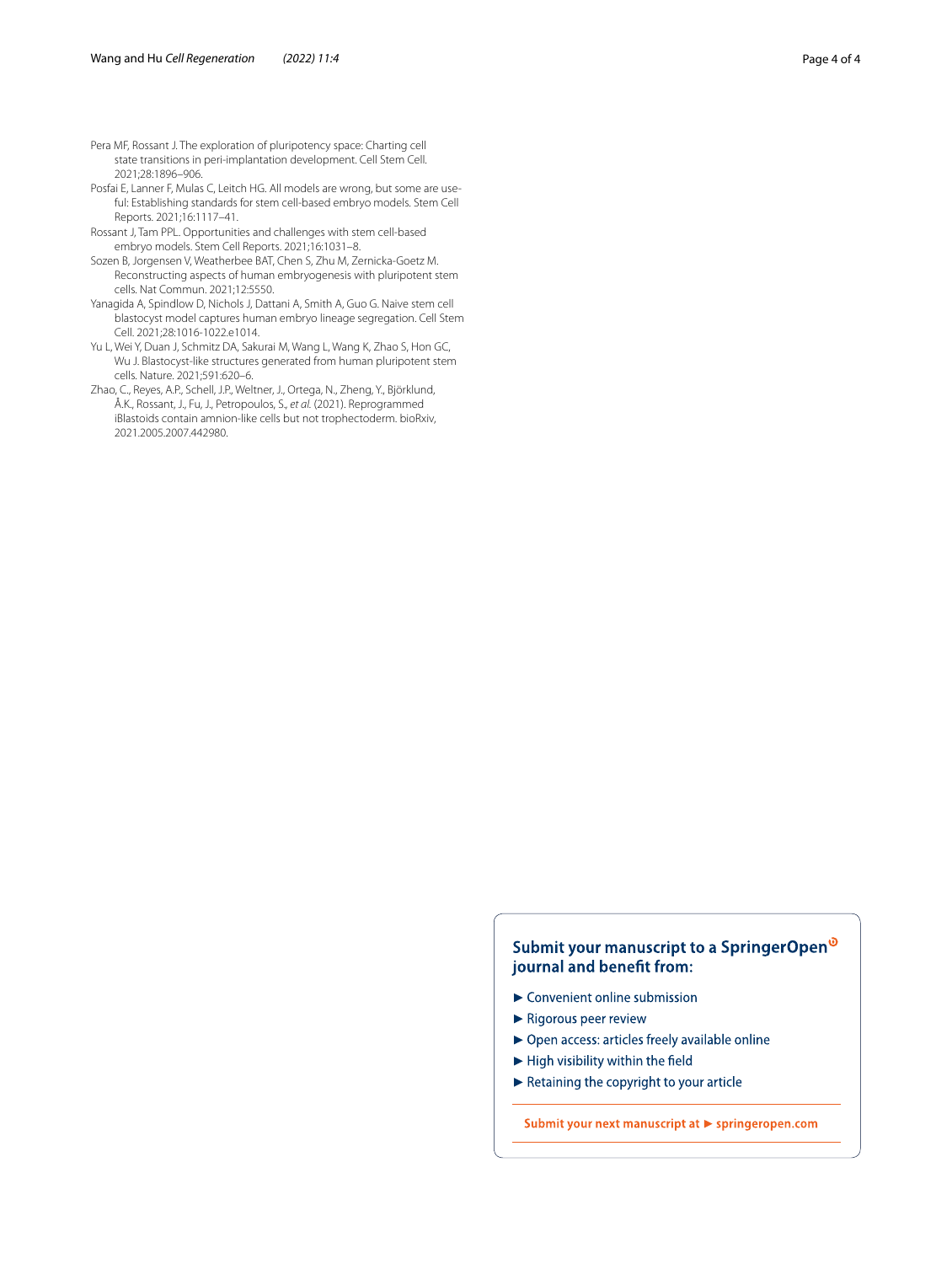Pera MF, Rossant J. The exploration of pluripotency space: Charting cell state transitions in peri-implantation development. Cell Stem Cell. 2021;28:1896–906.

Posfai E, Lanner F, Mulas C, Leitch HG. All models are wrong, but some are useful: Establishing standards for stem cell-based embryo models. Stem Cell Reports. 2021;16:1117–41.

Rossant J, Tam PPL. Opportunities and challenges with stem cell-based embryo models. Stem Cell Reports. 2021;16:1031–8.

Sozen B, Jorgensen V, Weatherbee BAT, Chen S, Zhu M, Zernicka-Goetz M. Reconstructing aspects of human embryogenesis with pluripotent stem cells. Nat Commun. 2021;12:5550.

Yanagida A, Spindlow D, Nichols J, Dattani A, Smith A, Guo G. Naive stem cell blastocyst model captures human embryo lineage segregation. Cell Stem Cell. 2021;28:1016-1022.e1014.

Yu L, Wei Y, Duan J, Schmitz DA, Sakurai M, Wang L, Wang K, Zhao S, Hon GC, Wu J. Blastocyst-like structures generated from human pluripotent stem cells. Nature. 2021;591:620–6.

Zhao, C., Reyes, A.P., Schell, J.P., Weltner, J., Ortega, N., Zheng, Y., Björklund, Å.K., Rossant, J., Fu, J., Petropoulos, S., *et al.* (2021). Reprogrammed iBlastoids contain amnion-like cells but not trophectoderm. bioRxiv, 2021.2005.2007.442980.

**Submit your manuscript to a SpringerOpen journal and benefit from:**

- ► Convenient online submission
- ► Rigorous peer review
- ► Open access: articles freely available online
- ► High visibility within the field
- ► Retaining the copyright to your article

**Submit your next manuscript at ► springeropen.com**